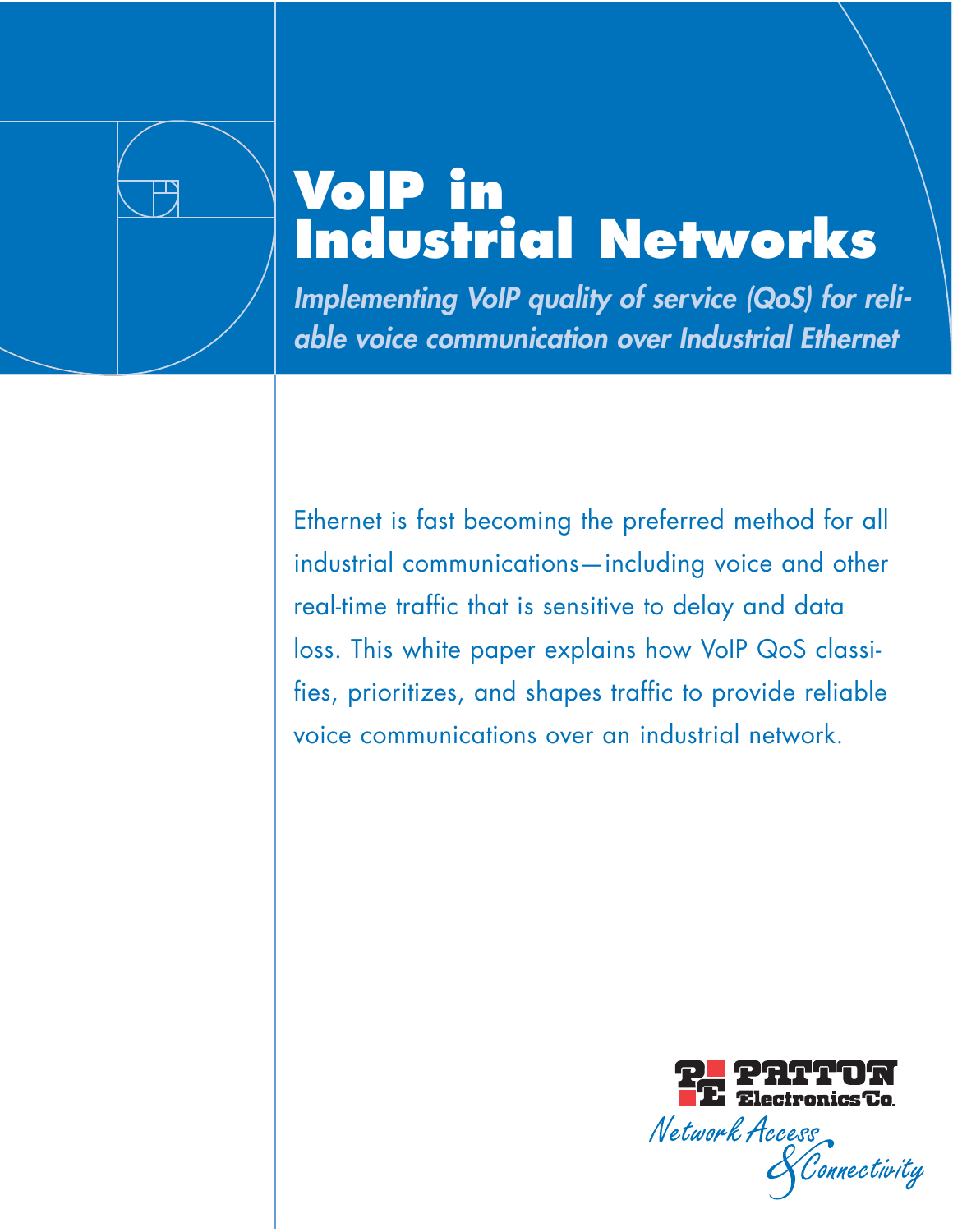# VoIP in Industrial Networks

*Implementing VoIP quality of service (QoS) for reliable voice communication over Industrial Ethernet*

Ethernet is fast becoming the preferred method for all industrial communications—including voice and other real-time traffic that is sensitive to delay and data loss. This white paper explains how VoIP QoS classifies, prioritizes, and shapes traffic to provide reliable voice communications over an industrial network.

Patton Electronics Co.

*Network Access & Connectivity*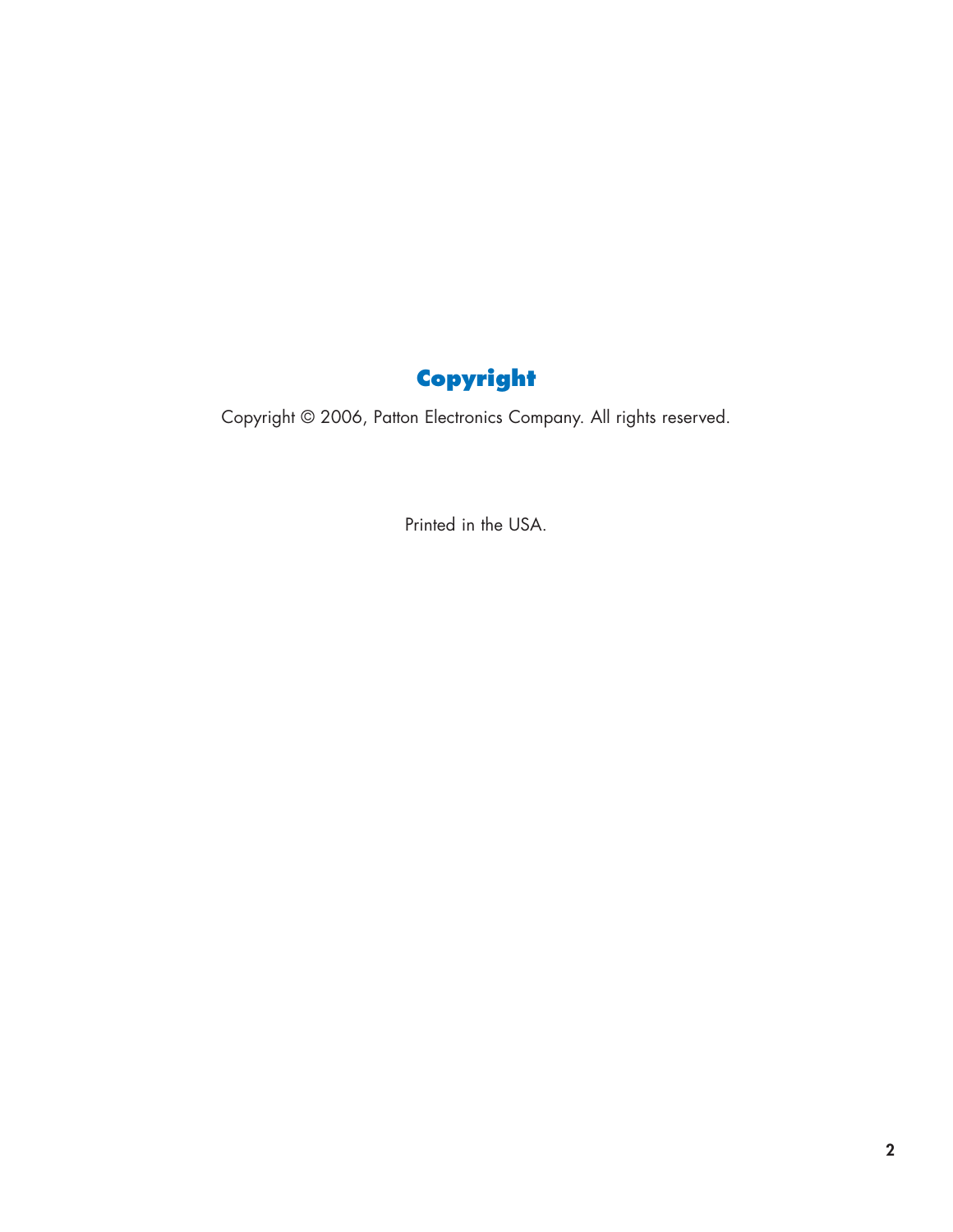# Copyright

Copyright © 2006, Patton Electronics Company. All rights reserved.

Printed in the USA.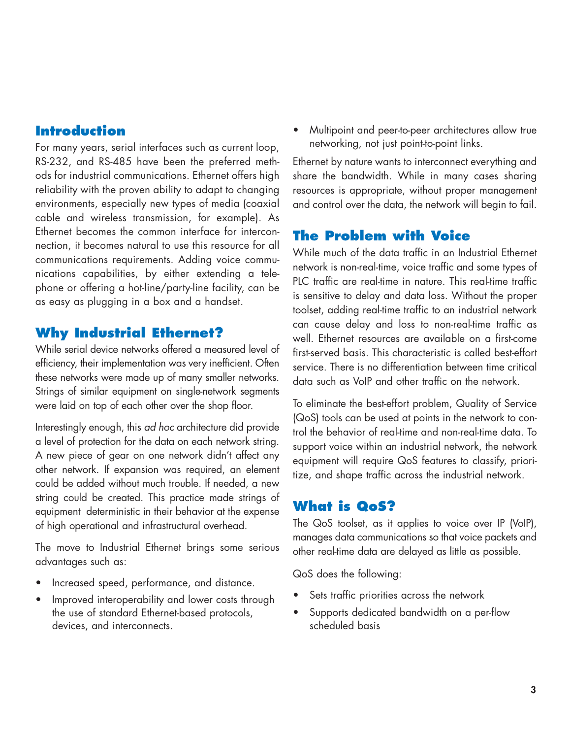## Introduction

For many years, serial interfaces such as current loop, RS-232, and RS-485 have been the preferred methods for industrial communications. Ethernet offers high reliability with the proven ability to adapt to changing environments, especially new types of media (coaxial cable and wireless transmission, for example). As Ethernet becomes the common interface for interconnection, it becomes natural to use this resource for all communications requirements. Adding voice communications capabilities, by either extending a telephone or offering a hot-line/party-line facility, can be as easy as plugging in a box and a handset.

## Why Industrial Ethernet?

While serial device networks offered a measured level of efficiency, their implementation was very inefficient. Often these networks were made up of many smaller networks. Strings of similar equipment on single-network segments were laid on top of each other over the shop floor.

Interestingly enough, this *ad hoc* architecture did provide a level of protection for the data on each network string. A new piece of gear on one network didn't affect any other network. If expansion was required, an element could be added without much trouble. If needed, a new string could be created. This practice made strings of equipment deterministic in their behavior at the expense of high operational and infrastructural overhead.

The move to Industrial Ethernet brings some serious advantages such as:

- Increased speed, performance, and distance.
- Improved interoperability and lower costs through the use of standard Ethernet-based protocols, devices, and interconnects.
- Multipoint and peer-to-peer architectures allow true networking, not just point-to-point links.

Ethernet by nature wants to interconnect everything and share the bandwidth. While in many cases sharing resources is appropriate, without proper management and control over the data, the network will begin to fail.

## The Problem with Voice

While much of the data traffic in an Industrial Ethernet network is non-real-time, voice traffic and some types of PLC traffic are real-time in nature. This real-time traffic is sensitive to delay and data loss. Without the proper toolset, adding real-time traffic to an industrial network can cause delay and loss to non-real-time traffic as well. Ethernet resources are available on a first-come first-served basis. This characteristic is called best-effort service. There is no differentiation between time critical data such as VoIP and other traffic on the network.

To eliminate the best-effort problem, Quality of Service (QoS) tools can be used at points in the network to control the behavior of real-time and non-real-time data. To support voice within an industrial network, the network equipment will require QoS features to classify, prioritize, and shape traffic across the industrial network.

## What is QoS?

The QoS toolset, as it applies to voice over IP (VoIP), manages data communications so that voice packets and other real-time data are delayed as little as possible.

QoS does the following:

- Sets traffic priorities across the network
- Supports dedicated bandwidth on a per-flow scheduled basis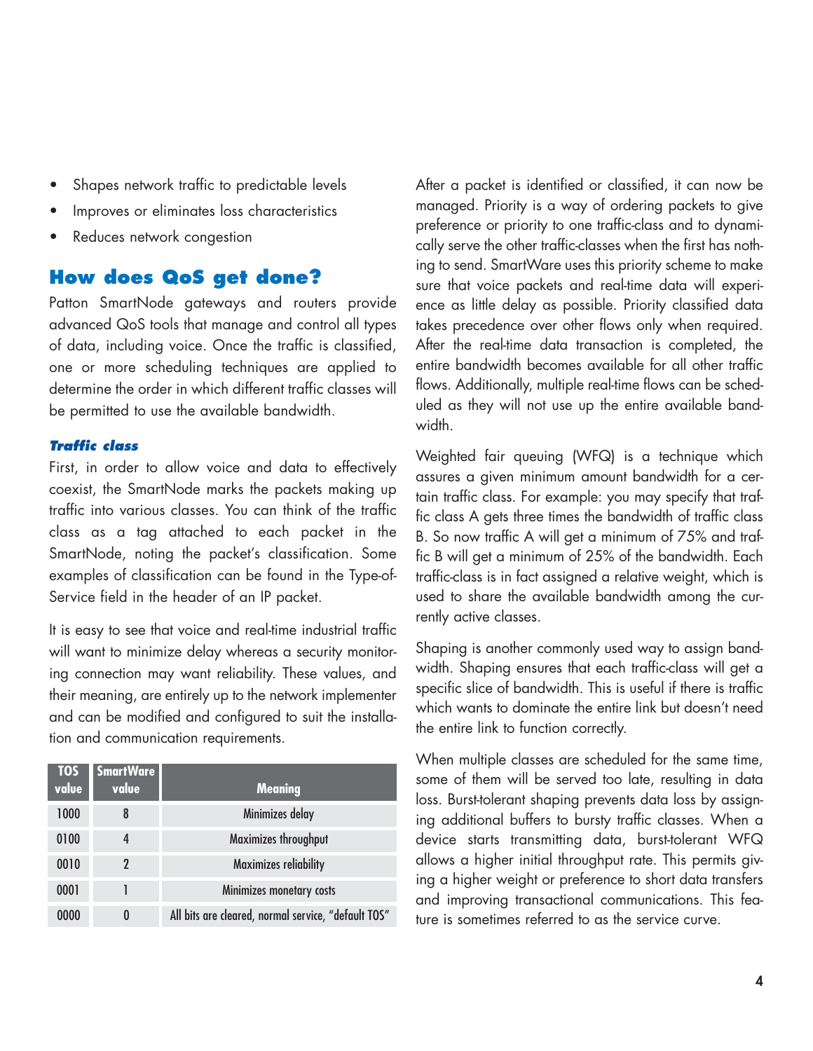- Shapes network traffic to predictable levels
- Improves or eliminates loss characteristics
- Reduces network congestion

## How does QoS get done?

Patton SmartNode gateways and routers provide advanced QoS tools that manage and control all types of data, including voice. Once the traffic is classified, one or more scheduling techniques are applied to determine the order in which different traffic classes will be permitted to use the available bandwidth.

### *Traffic class*

First, in order to allow voice and data to effectively coexist, the SmartNode marks the packets making up traffic into various classes. You can think of the traffic class as a tag attached to each packet in the SmartNode, noting the packet's classification. Some examples of classification can be found in the Type-of-Service field in the header of an IP packet.

It is easy to see that voice and real-time industrial traffic will want to minimize delay whereas a security monitoring connection may want reliability. These values, and their meaning, are entirely up to the network implementer and can be modified and configured to suit the installation and communication requirements.

| TOS value | SmartWare value | Meaning |
|---|---|---|
| 1000 | 8 | Minimizes delay |
| 0100 | 4 | Maximizes throughput |
| 0010 | 2 | Maximizes reliability |
| 0001 | 1 | Minimizes monetary costs |
| 0000 | 0 | All bits are cleared, normal service, "default TOS" |

After a packet is identified or classified, it can now be managed. Priority is a way of ordering packets to give preference or priority to one traffic-class and to dynamically serve the other traffic-classes when the first has nothing to send. SmartWare uses this priority scheme to make sure that voice packets and real-time data will experience as little delay as possible. Priority classified data takes precedence over other flows only when required. After the real-time data transaction is completed, the entire bandwidth becomes available for all other traffic flows. Additionally, multiple real-time flows can be scheduled as they will not use up the entire available bandwidth.

Weighted fair queuing (WFQ) is a technique which assures a given minimum amount bandwidth for a certain traffic class. For example: you may specify that traffic class A gets three times the bandwidth of traffic class B. So now traffic A will get a minimum of 75% and traffic B will get a minimum of 25% of the bandwidth. Each traffic-class is in fact assigned a relative weight, which is used to share the available bandwidth among the currently active classes.

Shaping is another commonly used way to assign bandwidth. Shaping ensures that each traffic-class will get a specific slice of bandwidth. This is useful if there is traffic which wants to dominate the entire link but doesn't need the entire link to function correctly.

When multiple classes are scheduled for the same time, some of them will be served too late, resulting in data loss. Burst-tolerant shaping prevents data loss by assigning additional buffers to bursty traffic classes. When a device starts transmitting data, burst-tolerant WFQ allows a higher initial throughput rate. This permits giving a higher weight or preference to short data transfers and improving transactional communications. This feature is sometimes referred to as the service curve.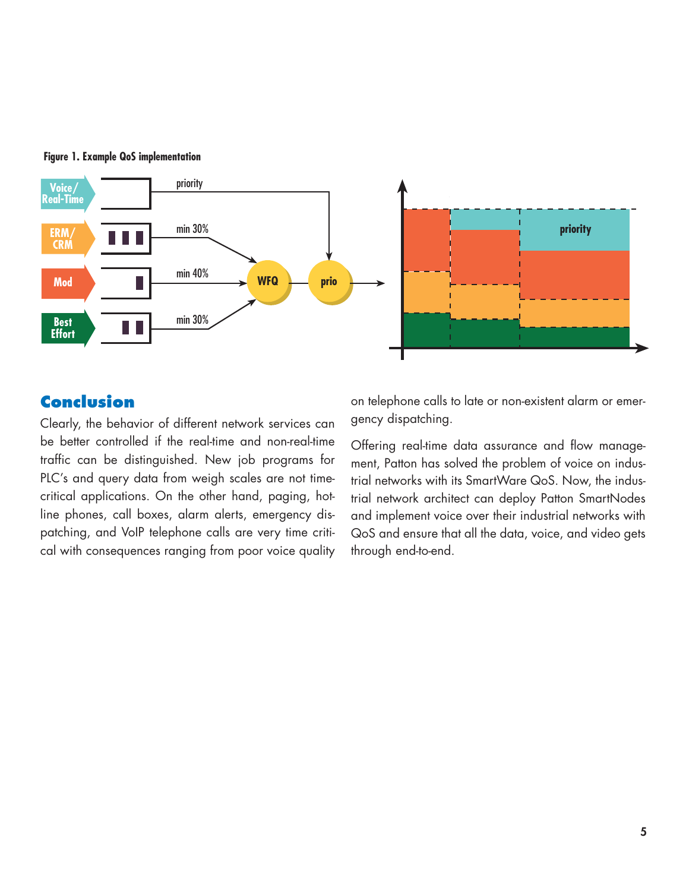**Figure 1. Example QoS implementation**

## Conclusion

Clearly, the behavior of different network services can be better controlled if the real-time and non-real-time traffic can be distinguished. New job programs for PLC's and query data from weigh scales are not time-critical applications. On the other hand, paging, hotline phones, call boxes, alarm alerts, emergency dispatching, and VoIP telephone calls are very time critical with consequences ranging from poor voice quality on telephone calls to late or non-existent alarm or emergency dispatching.

Offering real-time data assurance and flow management, Patton has solved the problem of voice on industrial networks with its SmartWare QoS. Now, the industrial network architect can deploy Patton SmartNodes and implement voice over their industrial networks with QoS and ensure that all the data, voice, and video gets through end-to-end.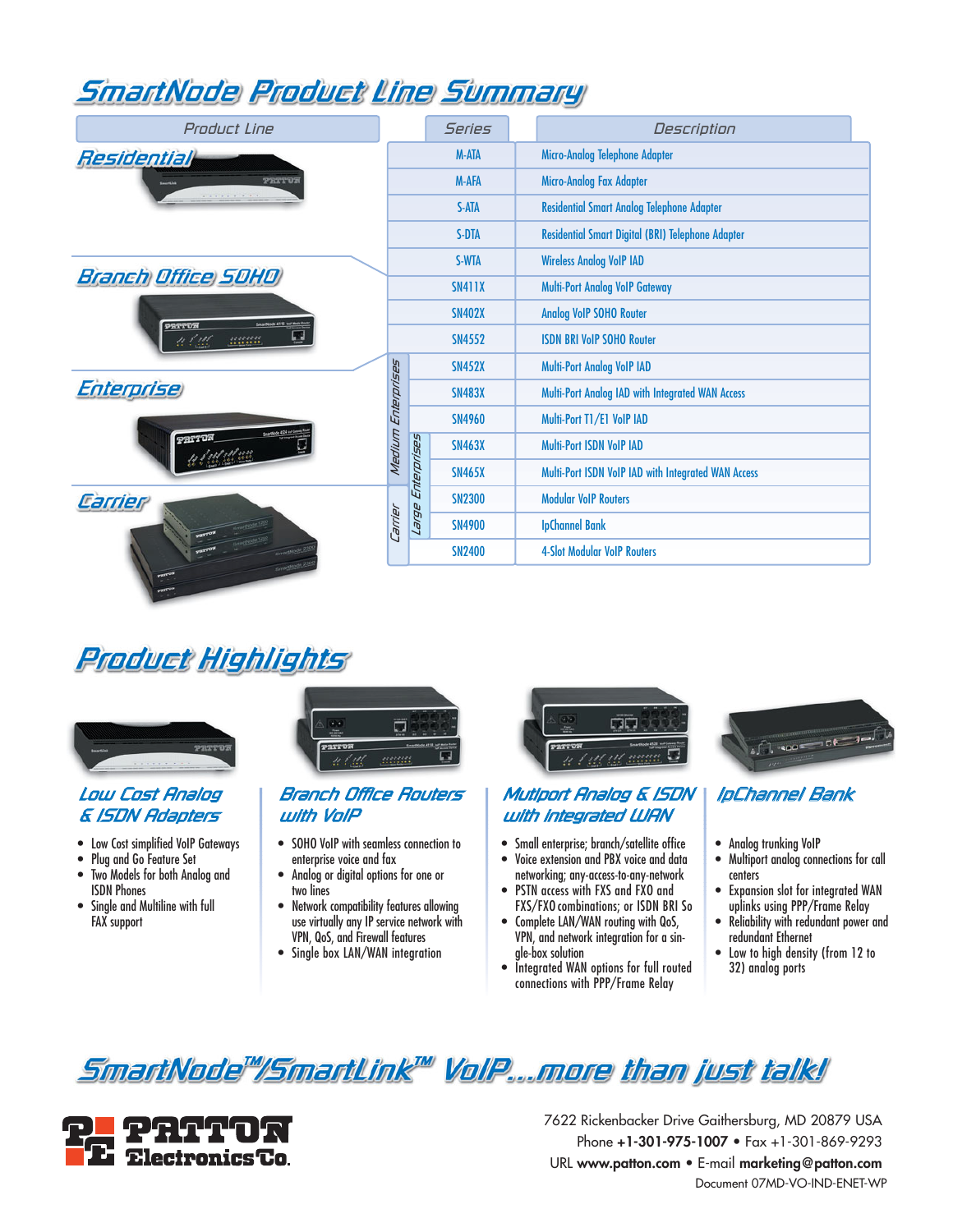# SmartNode Product Line Summary

| Product Line | Series | Description |
|---|---|---|
| Residential | M-ATA | Micro-Analog Telephone Adapter |
| | M-AFA | Micro-Analog Fax Adapter |
| | S-ATA | Residential Smart Analog Telephone Adapter |
| | S-DTA | Residential Smart Digital (BRI) Telephone Adapter |
| | S-WTA | Wireless Analog VoIP IAD |
| Branch Office SOHO | SN411X | Multi-Port Analog VoIP Gateway |
| | SN402X | Analog VoIP SOHO Router |
| | SN4552 | ISDN BRI VoIP SOHO Router |
| Enterprise (Medium Enterprises) | SN452X | Multi-Port Analog VoIP IAD |
| | SN483X | Multi-Port Analog IAD with Integrated WAN Access |
| | SN4960 | Multi-Port T1/E1 VoIP IAD |
| Enterprise (Large Enterprises) | SN463X | Multi-Port ISDN VoIP IAD |
| | SN465X | Multi-Port ISDN VoIP IAD with Integrated WAN Access |
| Carrier | SN2300 | Modular VoIP Routers |
| | SN4900 | IpChannel Bank |
| | SN2400 | 4-Slot Modular VoIP Routers |

# Product Highlights

### Low Cost Analog & ISDN Adapters

- Low Cost simplified VoIP Gateways
- Plug and Go Feature Set
- Two Models for both Analog and ISDN Phones
- Single and Multiline with full FAX support

### Branch Office Routers with VoIP

- SOHO VoIP with seamless connection to enterprise voice and fax
- Analog or digital options for one or two lines
- Network compatibility features allowing use virtually any IP service network with VPN, QoS, and Firewall features
- Single box LAN/WAN integration

### Mutlport Analog & ISDN with Integrated WAN

- Small enterprise; branch/satellite office
- Voice extension and PBX voice and data networking; any-access-to-any-network
- PSTN access with FXS and FXO and FXS/FXO combinations; or ISDN BRI So
- Complete LAN/WAN routing with QoS, VPN, and network integration for a single-box solution
- Integrated WAN options for full routed connections with PPP/Frame Relay

### IpChannel Bank

- Analog trunking VoIP
- Multiport analog connections for call centers
- Expansion slot for integrated WAN uplinks using PPP/Frame Relay
- Reliability with redundant power and redundant Ethernet
- Low to high density (from 12 to 32) analog ports

## SmartNode™/SmartLink™ VoIP...more than just talk!

PATTON Electronics Co.

7622 Rickenbacker Drive Gaithersburg, MD 20879 USA
Phone **+1-301-975-1007** • Fax +1-301-869-9293
URL **www.patton.com** • E-mail **marketing@patton.com**
Document 07MD-VO-IND-ENET-WP